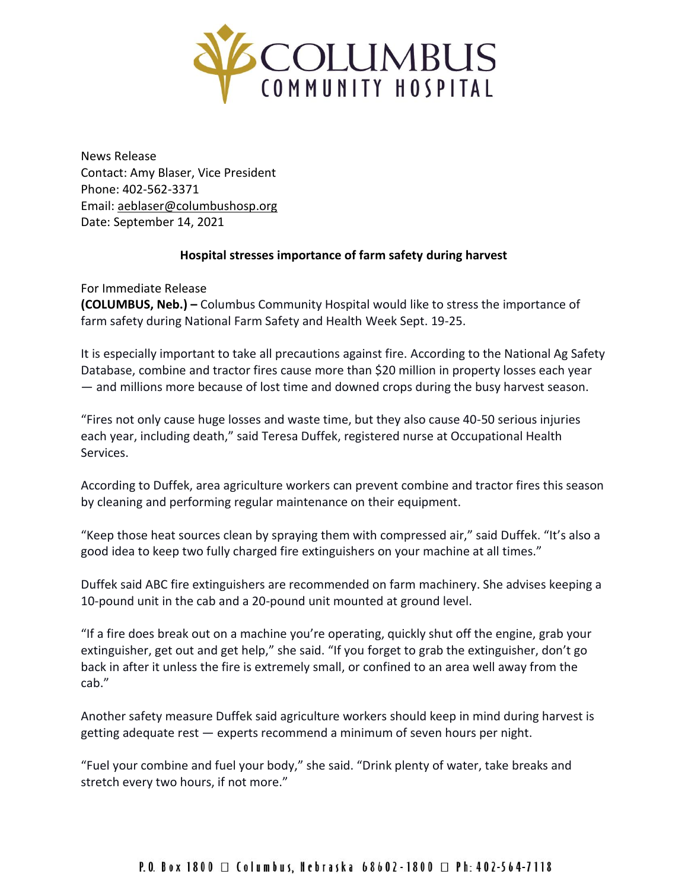COLUMBUS COMMUNITY HOSPITAL

News Release
Contact: Amy Blaser, Vice President
Phone: 402-562-3371
Email: aeblaser@columbushosp.org
Date: September 14, 2021

**Hospital stresses importance of farm safety during harvest**

For Immediate Release
**(COLUMBUS, Neb.) –** Columbus Community Hospital would like to stress the importance of farm safety during National Farm Safety and Health Week Sept. 19-25.

It is especially important to take all precautions against fire. According to the National Ag Safety Database, combine and tractor fires cause more than $20 million in property losses each year — and millions more because of lost time and downed crops during the busy harvest season.

"Fires not only cause huge losses and waste time, but they also cause 40-50 serious injuries each year, including death," said Teresa Duffek, registered nurse at Occupational Health Services.

According to Duffek, area agriculture workers can prevent combine and tractor fires this season by cleaning and performing regular maintenance on their equipment.

"Keep those heat sources clean by spraying them with compressed air," said Duffek. "It's also a good idea to keep two fully charged fire extinguishers on your machine at all times."

Duffek said ABC fire extinguishers are recommended on farm machinery. She advises keeping a 10-pound unit in the cab and a 20-pound unit mounted at ground level.

"If a fire does break out on a machine you're operating, quickly shut off the engine, grab your extinguisher, get out and get help," she said. "If you forget to grab the extinguisher, don't go back in after it unless the fire is extremely small, or confined to an area well away from the cab."

Another safety measure Duffek said agriculture workers should keep in mind during harvest is getting adequate rest — experts recommend a minimum of seven hours per night.

"Fuel your combine and fuel your body," she said. "Drink plenty of water, take breaks and stretch every two hours, if not more."

P.O. Box 1800 □ Columbus, Nebraska 68602-1800 □ Ph: 402-564-7118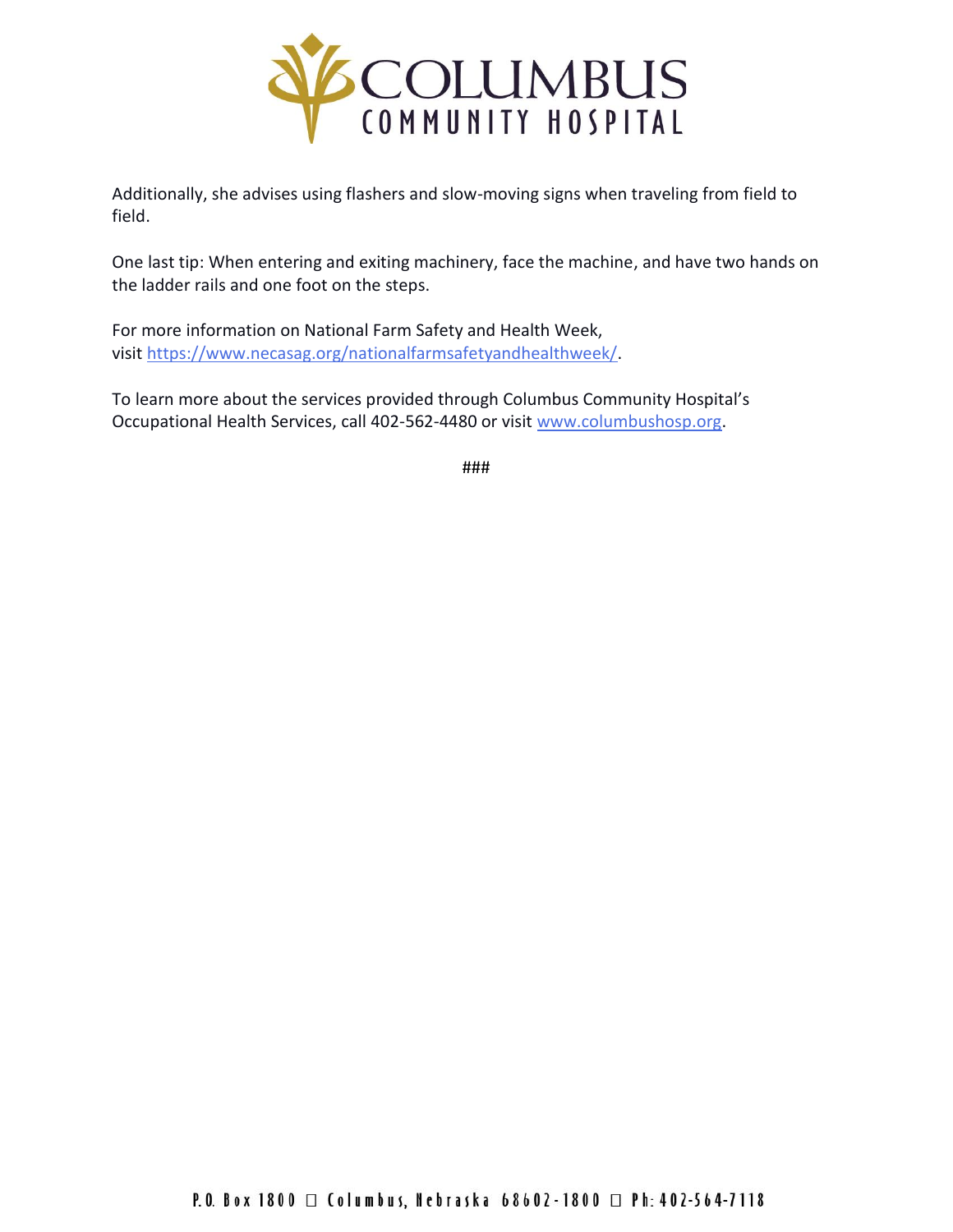Additionally, she advises using flashers and slow-moving signs when traveling from field to field.

One last tip: When entering and exiting machinery, face the machine, and have two hands on the ladder rails and one foot on the steps.

For more information on National Farm Safety and Health Week, visit [https://www.necasag.org/nationalfarmsafetyandhealthweek/](https://www.necasag.org/nationalfarmsafetyandhealthweek/).

To learn more about the services provided through Columbus Community Hospital's Occupational Health Services, call 402-562-4480 or visit [www.columbushosp.org](http://www.columbushosp.org).

###